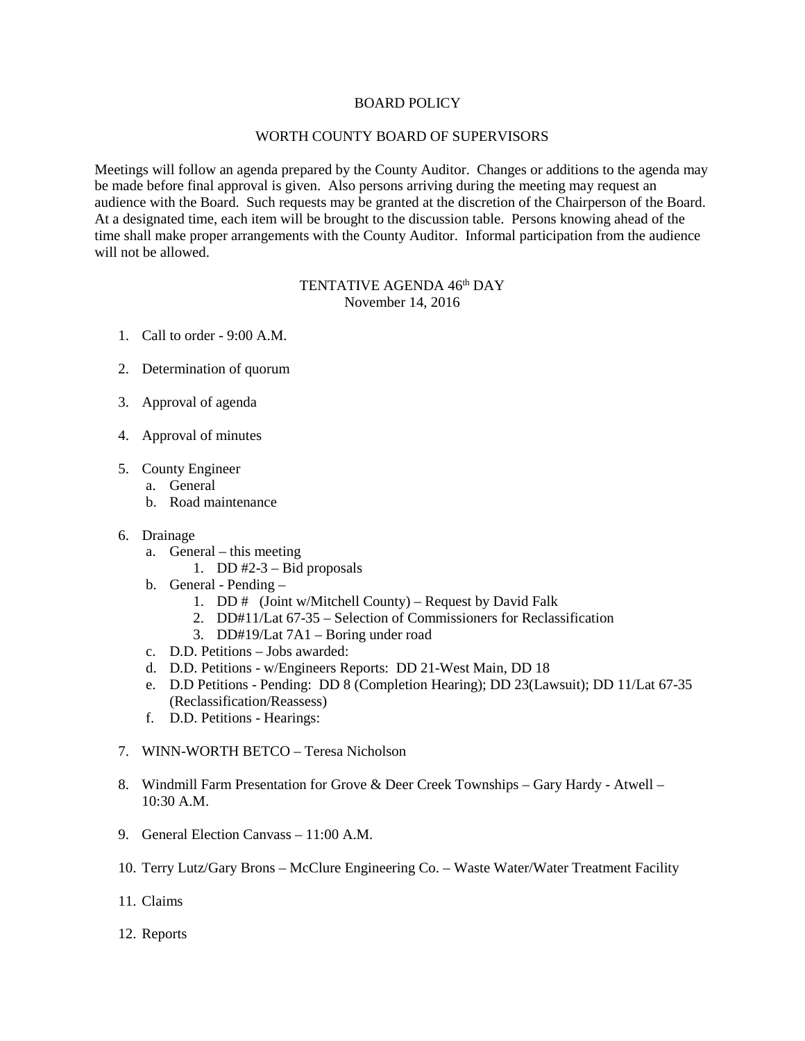# BOARD POLICY

## WORTH COUNTY BOARD OF SUPERVISORS

Meetings will follow an agenda prepared by the County Auditor. Changes or additions to the agenda may be made before final approval is given. Also persons arriving during the meeting may request an audience with the Board. Such requests may be granted at the discretion of the Chairperson of the Board. At a designated time, each item will be brought to the discussion table. Persons knowing ahead of the time shall make proper arrangements with the County Auditor. Informal participation from the audience will not be allowed.

## TENTATIVE AGENDA 46th DAY
November 14, 2016

1. Call to order - 9:00 A.M.

2. Determination of quorum

3. Approval of agenda

4. Approval of minutes

5. County Engineer
   a. General
   b. Road maintenance

6. Drainage
   a. General – this meeting
      1. DD #2-3 – Bid proposals
   b. General - Pending –
      1. DD # (Joint w/Mitchell County) – Request by David Falk
      2. DD#11/Lat 67-35 – Selection of Commissioners for Reclassification
      3. DD#19/Lat 7A1 – Boring under road
   c. D.D. Petitions – Jobs awarded:
   d. D.D. Petitions - w/Engineers Reports: DD 21-West Main, DD 18
   e. D.D Petitions - Pending: DD 8 (Completion Hearing); DD 23(Lawsuit); DD 11/Lat 67-35 (Reclassification/Reassess)
   f. D.D. Petitions - Hearings:

7. WINN-WORTH BETCO – Teresa Nicholson

8. Windmill Farm Presentation for Grove & Deer Creek Townships – Gary Hardy - Atwell – 10:30 A.M.

9. General Election Canvass – 11:00 A.M.

10. Terry Lutz/Gary Brons – McClure Engineering Co. – Waste Water/Water Treatment Facility

11. Claims

12. Reports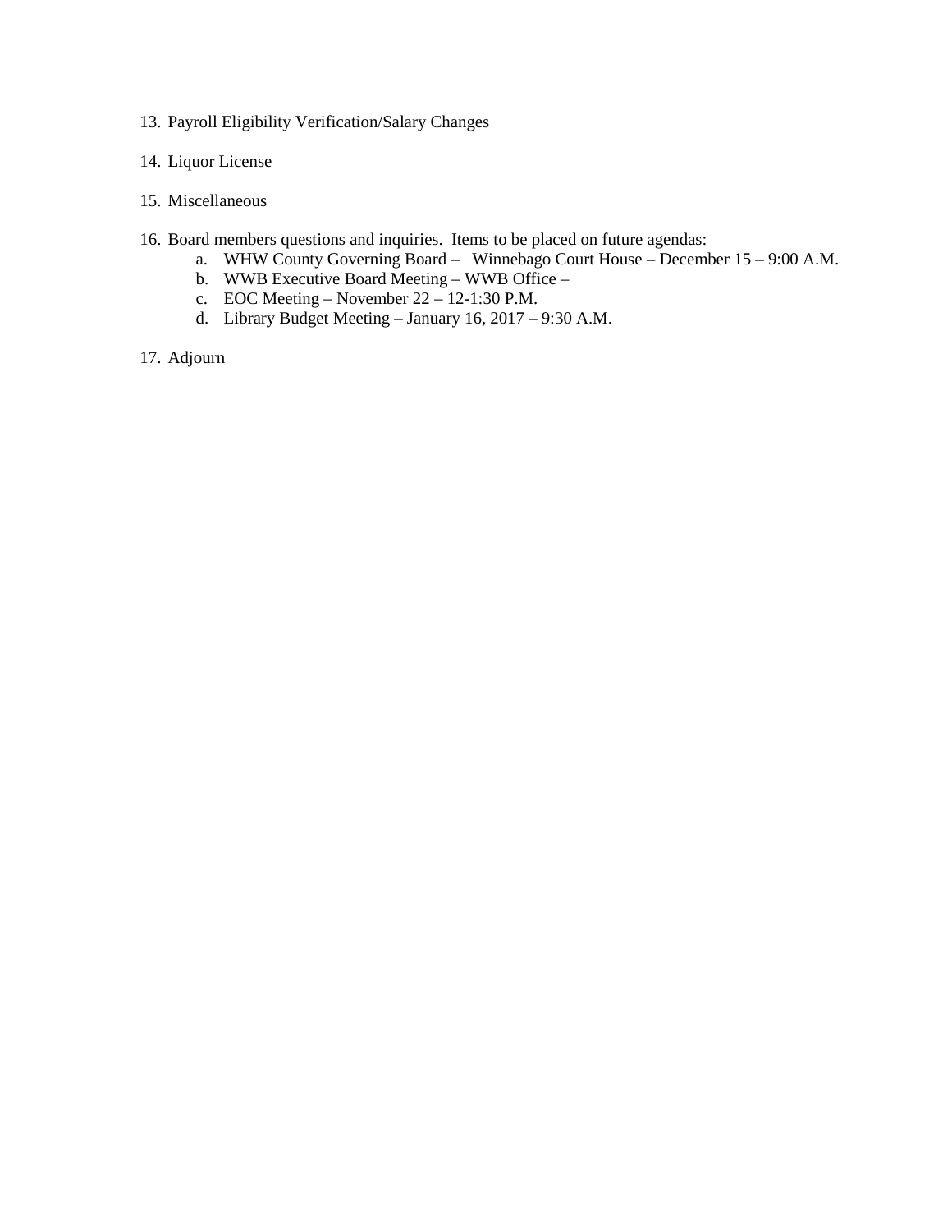13. Payroll Eligibility Verification/Salary Changes

14. Liquor License

15. Miscellaneous

16. Board members questions and inquiries. Items to be placed on future agendas:
    a. WHW County Governing Board – Winnebago Court House – December 15 – 9:00 A.M.
    b. WWB Executive Board Meeting – WWB Office –
    c. EOC Meeting – November 22 – 12-1:30 P.M.
    d. Library Budget Meeting – January 16, 2017 – 9:30 A.M.

17. Adjourn